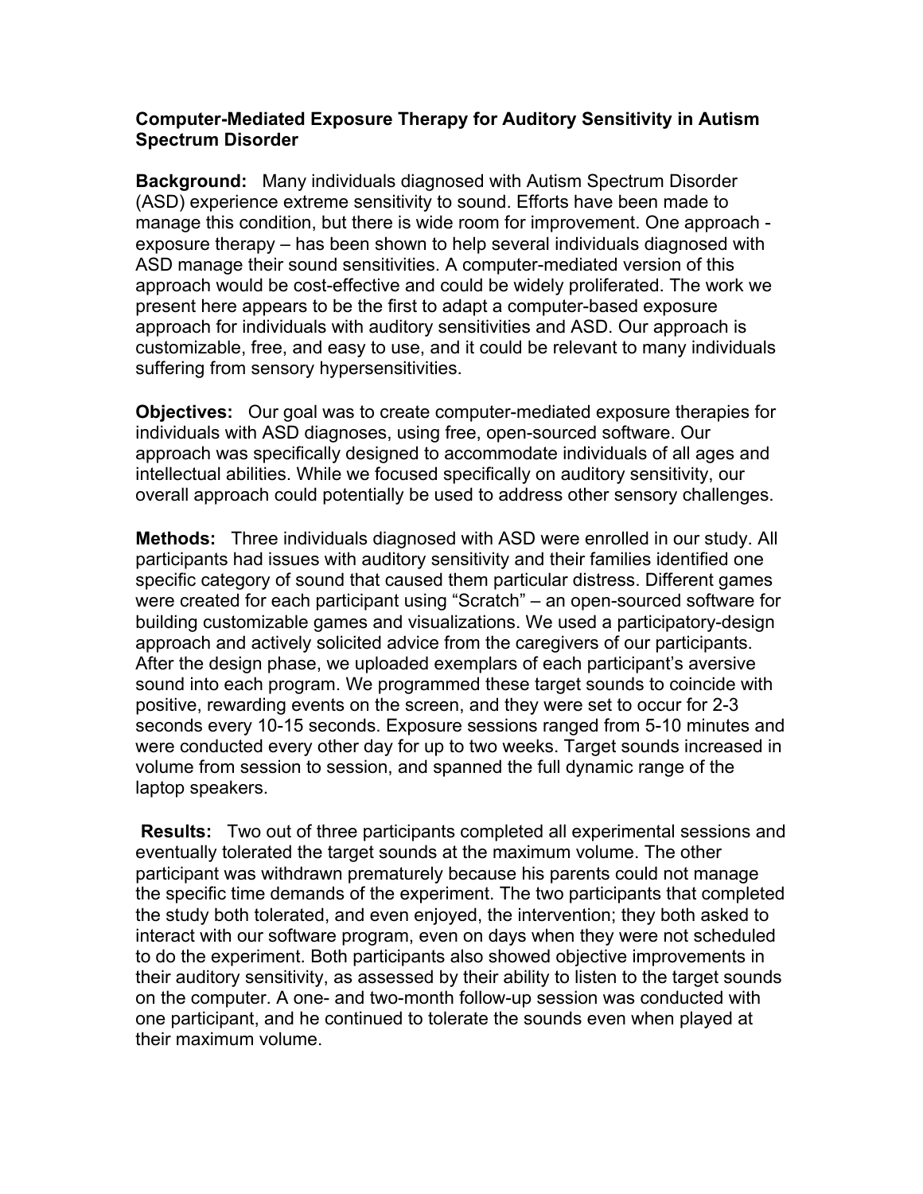# Computer-Mediated Exposure Therapy for Auditory Sensitivity in Autism Spectrum Disorder

**Background:** Many individuals diagnosed with Autism Spectrum Disorder (ASD) experience extreme sensitivity to sound. Efforts have been made to manage this condition, but there is wide room for improvement. One approach - exposure therapy – has been shown to help several individuals diagnosed with ASD manage their sound sensitivities. A computer-mediated version of this approach would be cost-effective and could be widely proliferated. The work we present here appears to be the first to adapt a computer-based exposure approach for individuals with auditory sensitivities and ASD. Our approach is customizable, free, and easy to use, and it could be relevant to many individuals suffering from sensory hypersensitivities.

**Objectives:** Our goal was to create computer-mediated exposure therapies for individuals with ASD diagnoses, using free, open-sourced software. Our approach was specifically designed to accommodate individuals of all ages and intellectual abilities. While we focused specifically on auditory sensitivity, our overall approach could potentially be used to address other sensory challenges.

**Methods:** Three individuals diagnosed with ASD were enrolled in our study. All participants had issues with auditory sensitivity and their families identified one specific category of sound that caused them particular distress. Different games were created for each participant using "Scratch" – an open-sourced software for building customizable games and visualizations. We used a participatory-design approach and actively solicited advice from the caregivers of our participants. After the design phase, we uploaded exemplars of each participant's aversive sound into each program. We programmed these target sounds to coincide with positive, rewarding events on the screen, and they were set to occur for 2-3 seconds every 10-15 seconds. Exposure sessions ranged from 5-10 minutes and were conducted every other day for up to two weeks. Target sounds increased in volume from session to session, and spanned the full dynamic range of the laptop speakers.

**Results:** Two out of three participants completed all experimental sessions and eventually tolerated the target sounds at the maximum volume. The other participant was withdrawn prematurely because his parents could not manage the specific time demands of the experiment. The two participants that completed the study both tolerated, and even enjoyed, the intervention; they both asked to interact with our software program, even on days when they were not scheduled to do the experiment. Both participants also showed objective improvements in their auditory sensitivity, as assessed by their ability to listen to the target sounds on the computer. A one- and two-month follow-up session was conducted with one participant, and he continued to tolerate the sounds even when played at their maximum volume.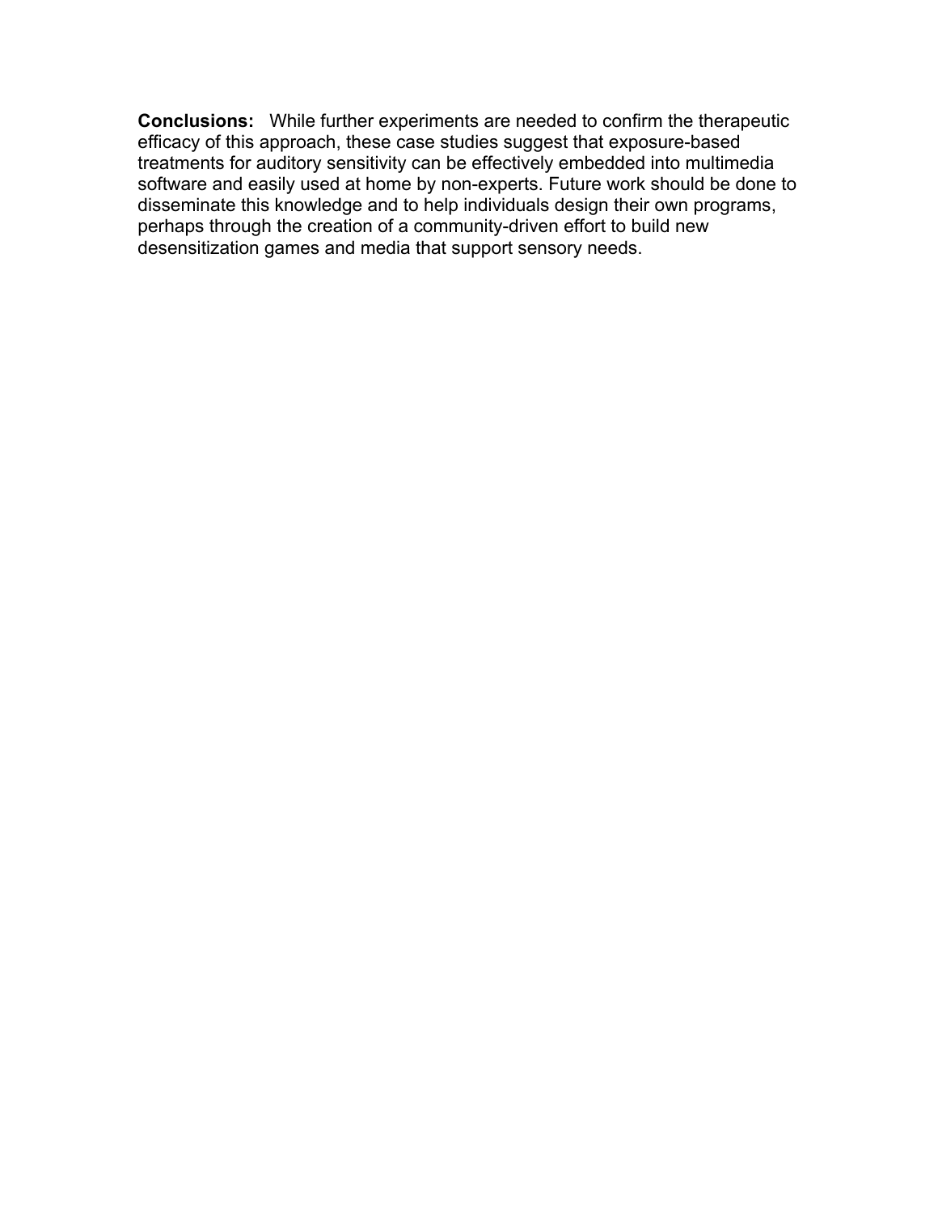**Conclusions:** While further experiments are needed to confirm the therapeutic efficacy of this approach, these case studies suggest that exposure-based treatments for auditory sensitivity can be effectively embedded into multimedia software and easily used at home by non-experts. Future work should be done to disseminate this knowledge and to help individuals design their own programs, perhaps through the creation of a community-driven effort to build new desensitization games and media that support sensory needs.